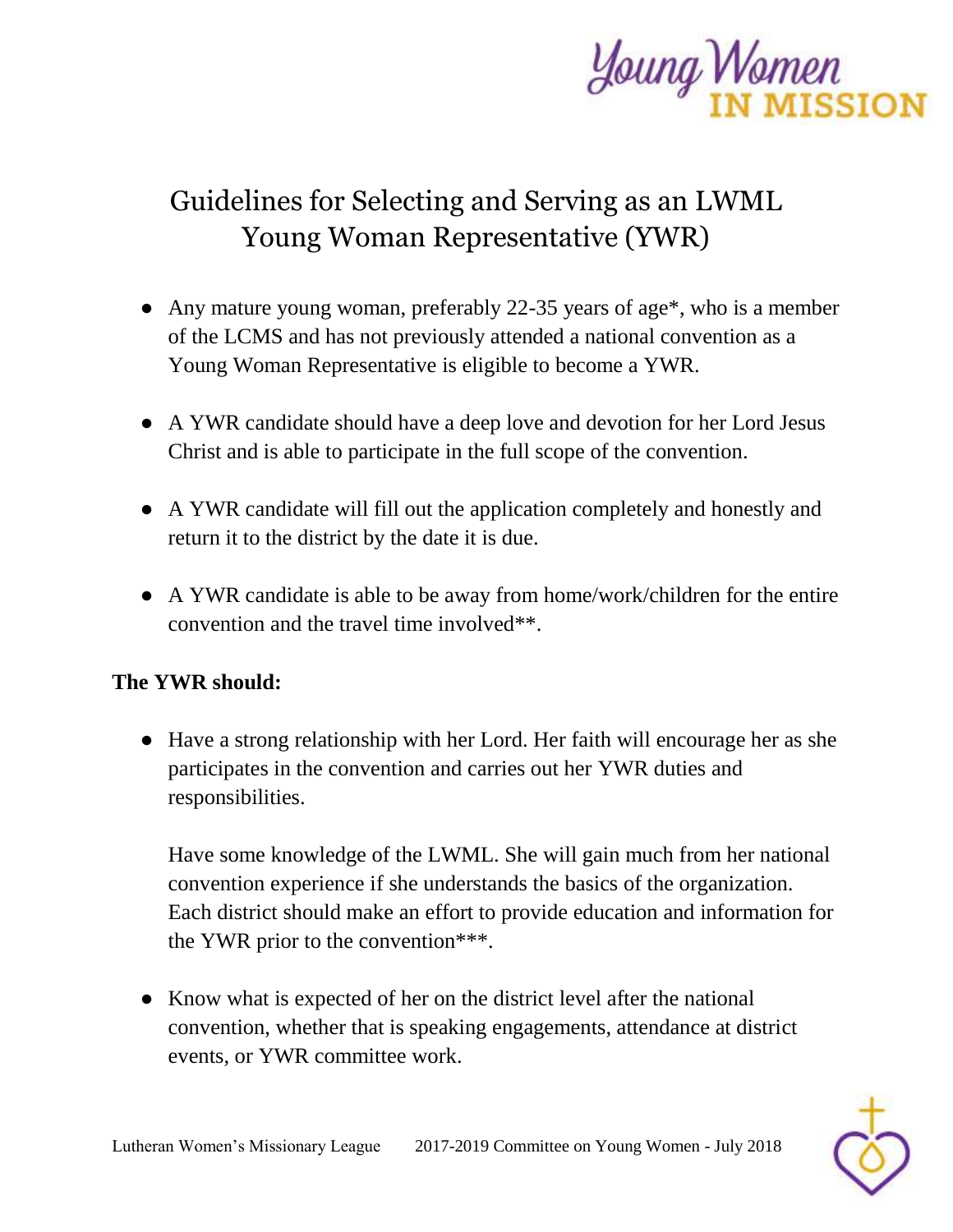# Guidelines for Selecting and Serving as an LWML Young Woman Representative (YWR)

- Any mature young woman, preferably 22-35 years of age*, who is a member of the LCMS and has not previously attended a national convention as a Young Woman Representative is eligible to become a YWR.
- A YWR candidate should have a deep love and devotion for her Lord Jesus Christ and is able to participate in the full scope of the convention.
- A YWR candidate will fill out the application completely and honestly and return it to the district by the date it is due.
- A YWR candidate is able to be away from home/work/children for the entire convention and the travel time involved**.

**The YWR should:**

- Have a strong relationship with her Lord. Her faith will encourage her as she participates in the convention and carries out her YWR duties and responsibilities.

  Have some knowledge of the LWML. She will gain much from her national convention experience if she understands the basics of the organization. Each district should make an effort to provide education and information for the YWR prior to the convention***.

- Know what is expected of her on the district level after the national convention, whether that is speaking engagements, attendance at district events, or YWR committee work.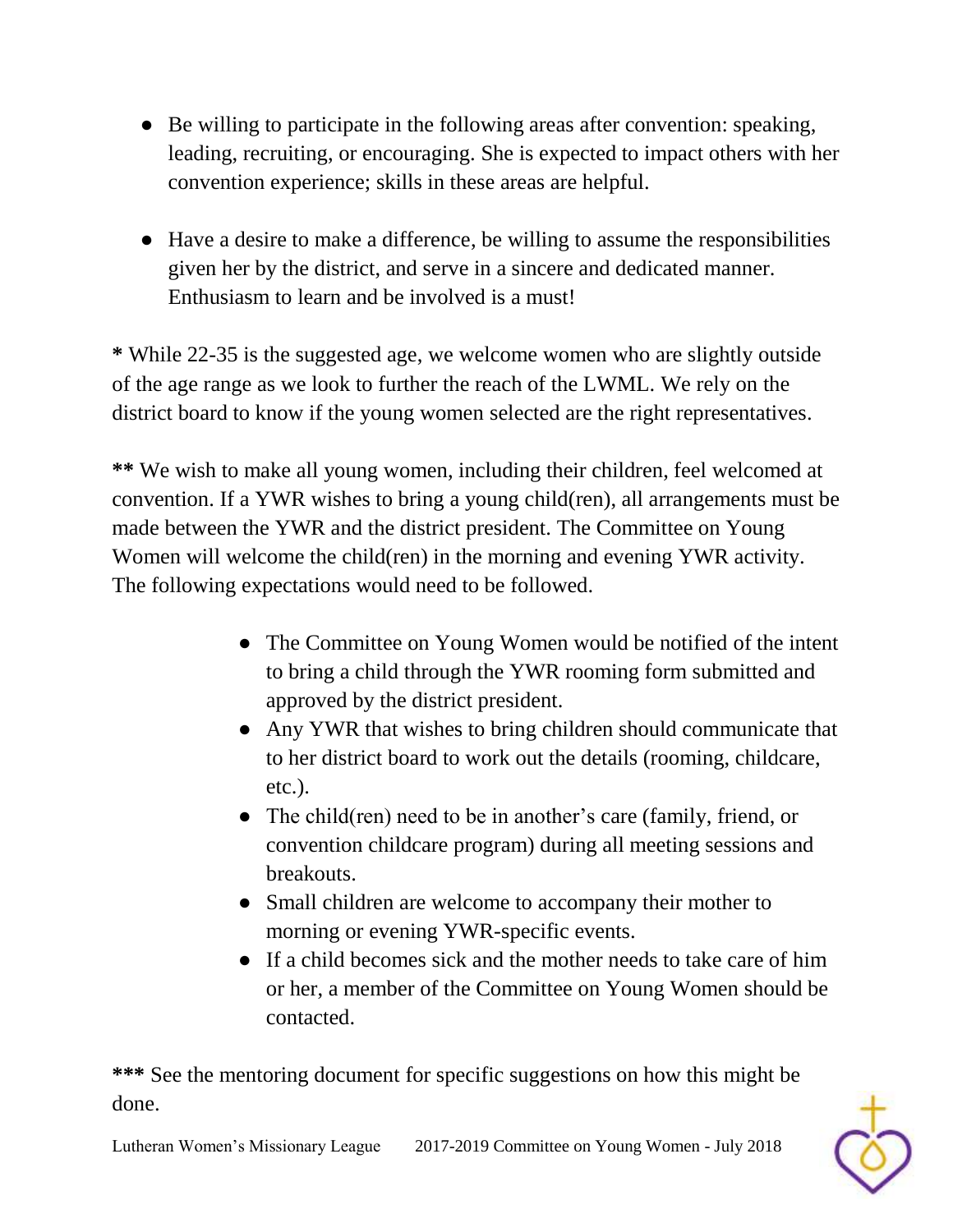- Be willing to participate in the following areas after convention: speaking, leading, recruiting, or encouraging. She is expected to impact others with her convention experience; skills in these areas are helpful.

- Have a desire to make a difference, be willing to assume the responsibilities given her by the district, and serve in a sincere and dedicated manner. Enthusiasm to learn and be involved is a must!

**\*** While 22-35 is the suggested age, we welcome women who are slightly outside of the age range as we look to further the reach of the LWML. We rely on the district board to know if the young women selected are the right representatives.

**\*\*** We wish to make all young women, including their children, feel welcomed at convention. If a YWR wishes to bring a young child(ren), all arrangements must be made between the YWR and the district president. The Committee on Young Women will welcome the child(ren) in the morning and evening YWR activity. The following expectations would need to be followed.

- The Committee on Young Women would be notified of the intent to bring a child through the YWR rooming form submitted and approved by the district president.
- Any YWR that wishes to bring children should communicate that to her district board to work out the details (rooming, childcare, etc.).
- The child(ren) need to be in another's care (family, friend, or convention childcare program) during all meeting sessions and breakouts.
- Small children are welcome to accompany their mother to morning or evening YWR-specific events.
- If a child becomes sick and the mother needs to take care of him or her, a member of the Committee on Young Women should be contacted.

**\*\*\*** See the mentoring document for specific suggestions on how this might be done.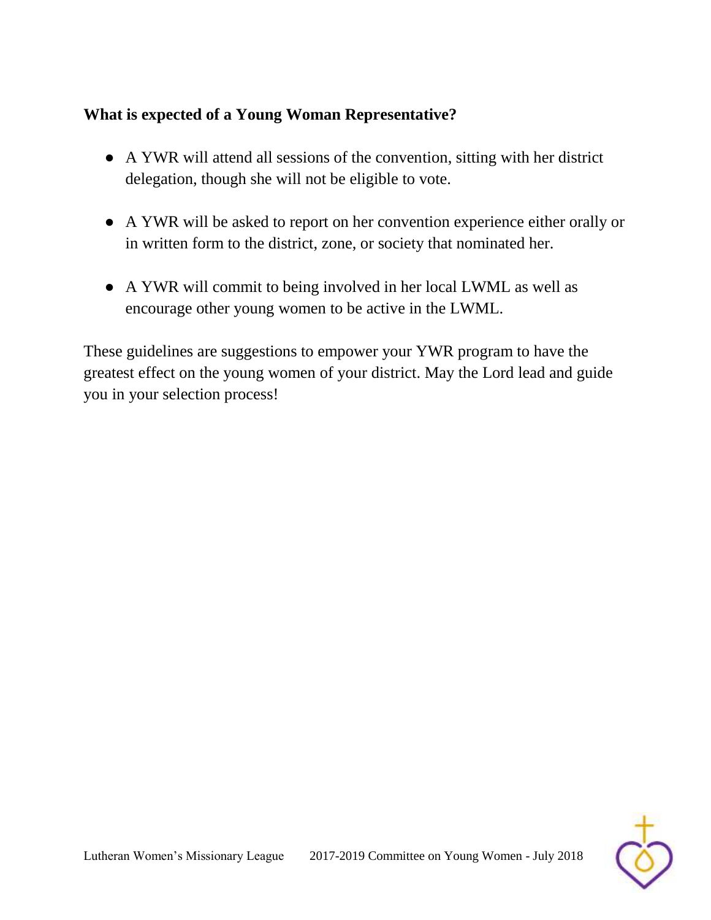**What is expected of a Young Woman Representative?**

- A YWR will attend all sessions of the convention, sitting with her district delegation, though she will not be eligible to vote.
- A YWR will be asked to report on her convention experience either orally or in written form to the district, zone, or society that nominated her.
- A YWR will commit to being involved in her local LWML as well as encourage other young women to be active in the LWML.

These guidelines are suggestions to empower your YWR program to have the greatest effect on the young women of your district. May the Lord lead and guide you in your selection process!